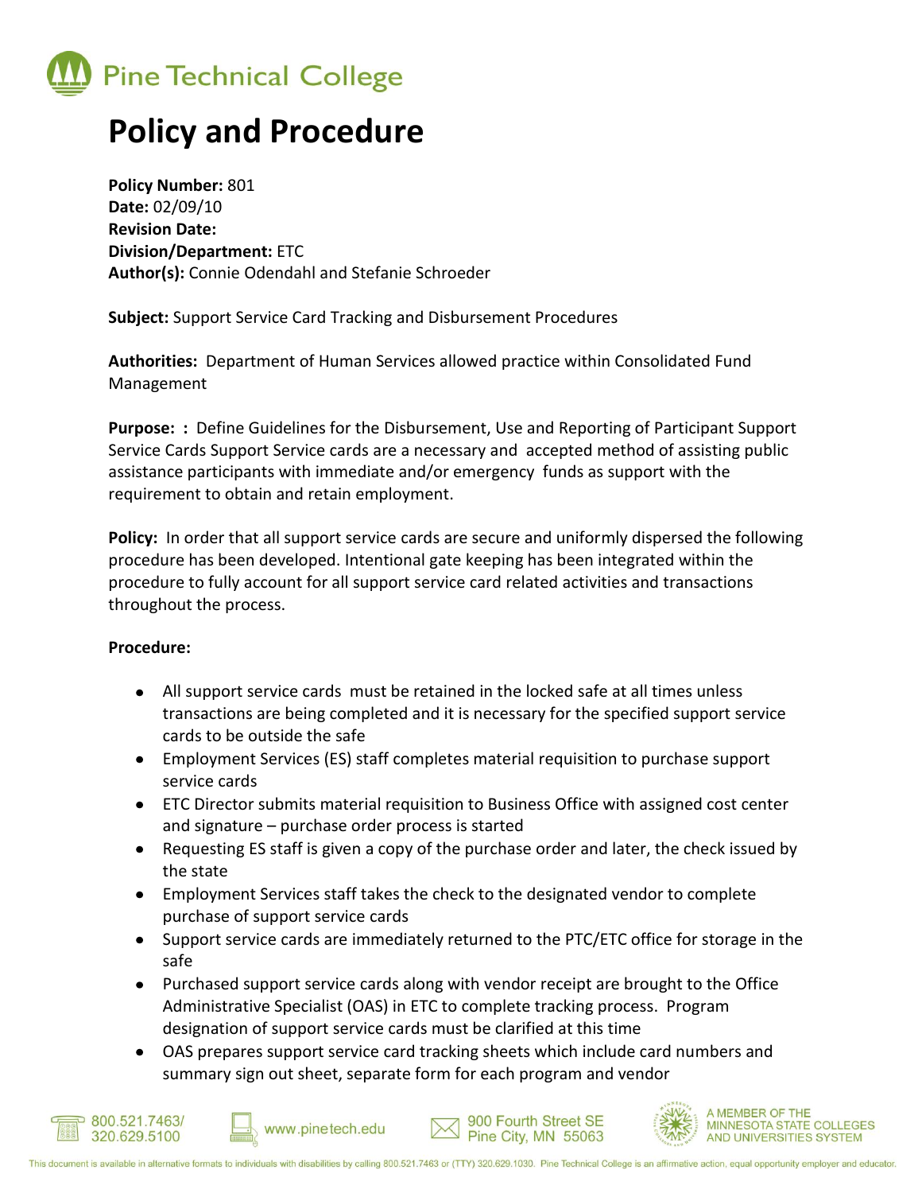Pine Technical College

# Policy and Procedure

**Policy Number:** 801
**Date:** 02/09/10
**Revision Date:**
**Division/Department:** ETC
**Author(s):** Connie Odendahl and Stefanie Schroeder

**Subject:** Support Service Card Tracking and Disbursement Procedures

**Authorities:** Department of Human Services allowed practice within Consolidated Fund Management

**Purpose: :** Define Guidelines for the Disbursement, Use and Reporting of Participant Support Service Cards Support Service cards are a necessary and accepted method of assisting public assistance participants with immediate and/or emergency funds as support with the requirement to obtain and retain employment.

**Policy:** In order that all support service cards are secure and uniformly dispersed the following procedure has been developed. Intentional gate keeping has been integrated within the procedure to fully account for all support service card related activities and transactions throughout the process.

**Procedure:**

- All support service cards must be retained in the locked safe at all times unless transactions are being completed and it is necessary for the specified support service cards to be outside the safe
- Employment Services (ES) staff completes material requisition to purchase support service cards
- ETC Director submits material requisition to Business Office with assigned cost center and signature – purchase order process is started
- Requesting ES staff is given a copy of the purchase order and later, the check issued by the state
- Employment Services staff takes the check to the designated vendor to complete purchase of support service cards
- Support service cards are immediately returned to the PTC/ETC office for storage in the safe
- Purchased support service cards along with vendor receipt are brought to the Office Administrative Specialist (OAS) in ETC to complete tracking process. Program designation of support service cards must be clarified at this time
- OAS prepares support service card tracking sheets which include card numbers and summary sign out sheet, separate form for each program and vendor

800.521.7463/ 320.629.5100 www.pinetech.edu 900 Fourth Street SE Pine City, MN 55063 A MEMBER OF THE MINNESOTA STATE COLLEGES AND UNIVERSITIES SYSTEM

This document is available in alternative formats to individuals with disabilities by calling 800.521.7463 or (TTY) 320.629.1030. Pine Technical College is an affirmative action, equal opportunity employer and educator.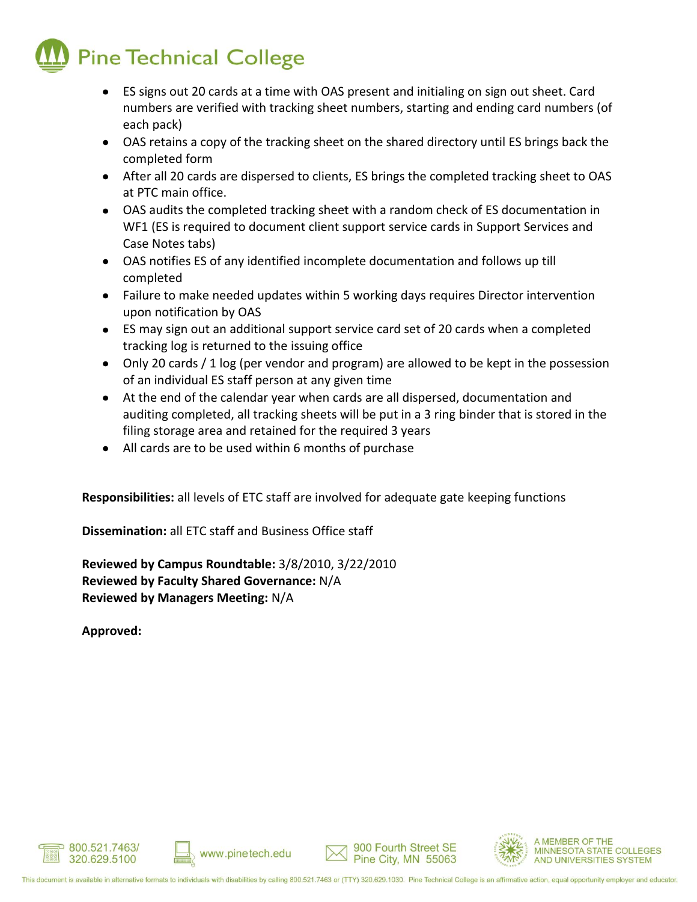- ES signs out 20 cards at a time with OAS present and initialing on sign out sheet. Card numbers are verified with tracking sheet numbers, starting and ending card numbers (of each pack)
- OAS retains a copy of the tracking sheet on the shared directory until ES brings back the completed form
- After all 20 cards are dispersed to clients, ES brings the completed tracking sheet to OAS at PTC main office.
- OAS audits the completed tracking sheet with a random check of ES documentation in WF1 (ES is required to document client support service cards in Support Services and Case Notes tabs)
- OAS notifies ES of any identified incomplete documentation and follows up till completed
- Failure to make needed updates within 5 working days requires Director intervention upon notification by OAS
- ES may sign out an additional support service card set of 20 cards when a completed tracking log is returned to the issuing office
- Only 20 cards / 1 log (per vendor and program) are allowed to be kept in the possession of an individual ES staff person at any given time
- At the end of the calendar year when cards are all dispersed, documentation and auditing completed, all tracking sheets will be put in a 3 ring binder that is stored in the filing storage area and retained for the required 3 years
- All cards are to be used within 6 months of purchase

**Responsibilities:** all levels of ETC staff are involved for adequate gate keeping functions

**Dissemination:** all ETC staff and Business Office staff

**Reviewed by Campus Roundtable:** 3/8/2010, 3/22/2010
**Reviewed by Faculty Shared Governance:** N/A
**Reviewed by Managers Meeting:** N/A

**Approved:**